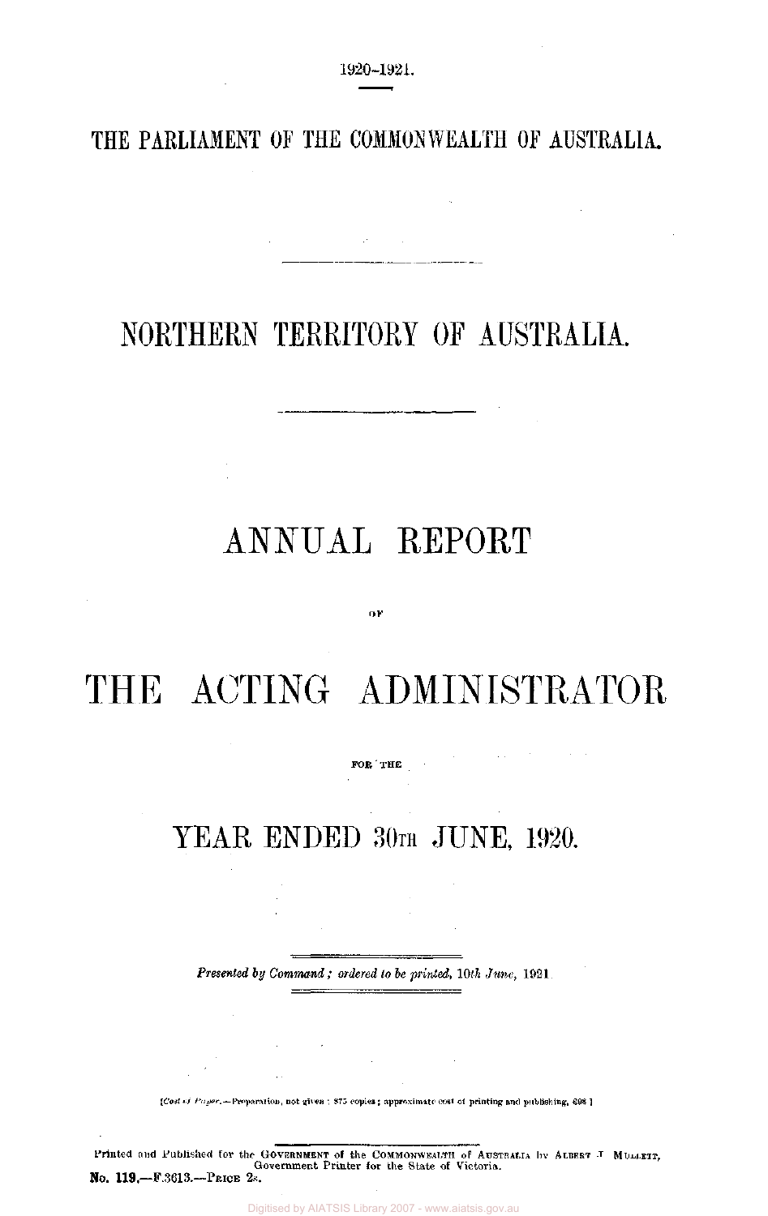1920–1921.

THE PARLIAMENT OF THE COMMONWEALTH OF AUSTRALIA.

# NORTHERN TERRITORY OF AUSTRALIA.

# ANNUAL REPORT

OF

# THE ACTING ADMINISTRATOR

FOR THE

## YEAR ENDED 30TH JUNE, 1920.

*Presented by Command; ordered to be printed, 10th June, 1921.*

[*Cost of Paper*.—Preparation, not given; 875 copies; approximate cost of printing and publishing, £98.]

Printed and Published for the GOVERNMENT of the COMMONWEALTH of AUSTRALIA by ALBERT J. MULLETT, Government Printer for the State of Victoria.

**No. 119.**—F.3613.—PRICE 2s.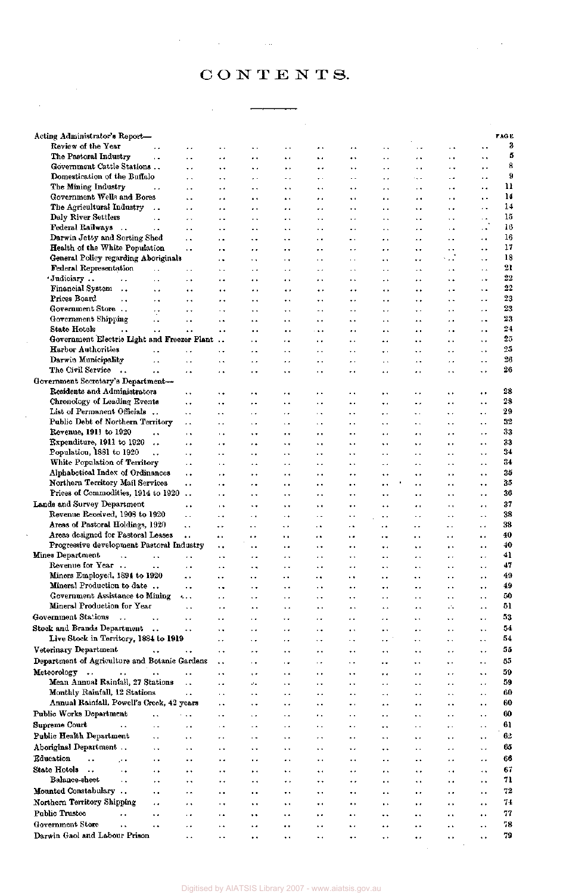# CONTENTS.

| | PAGE |
|---|---|
| **Acting Administrator's Report—** | |
| Review of the Year | 3 |
| The Pastoral Industry | 5 |
| Government Cattle Stations | 8 |
| Domestication of the Buffalo | 9 |
| The Mining Industry | 11 |
| Government Wells and Bores | 14 |
| The Agricultural Industry | 14 |
| Daly River Settlers | 15 |
| Federal Railways | 16 |
| Darwin Jetty and Sorting Shed | 16 |
| Health of the White Population | 17 |
| General Policy regarding Aboriginals | 18 |
| Federal Representation | 21 |
| Judiciary | 22 |
| Financial System | 22 |
| Prices Board | 23 |
| Government Store | 23 |
| Government Shipping | 23 |
| State Hotels | 24 |
| Government Electric Light and Freezer Plant | 25 |
| Harbor Authorities | 25 |
| Darwin Municipality | 26 |
| The Civil Service | 26 |
| **Government Secretary's Department—** | |
| Residents and Administrators | 28 |
| Chronology of Leading Events | 28 |
| List of Permanent Officials | 29 |
| Public Debt of Northern Territory | 32 |
| Revenue, 1911 to 1920 | 33 |
| Expenditure, 1911 to 1920 | 33 |
| Population, 1881 to 1920 | 34 |
| White Population of Territory | 34 |
| Alphabetical Index of Ordinances | 35 |
| Northern Territory Mail Services | 35 |
| Prices of Commodities, 1914 to 1920 | 36 |
| **Lands and Survey Department** | 37 |
| Revenue Received, 1908 to 1920 | 38 |
| Areas of Pastoral Holdings, 1920 | 38 |
| Areas designed for Pastoral Leases | 40 |
| Progressive development Pastoral Industry | 40 |
| **Mines Department** | 41 |
| Revenue for Year | 47 |
| Miners Employed, 1894 to 1920 | 49 |
| Mineral Production to date | 49 |
| Government Assistance to Mining | 50 |
| Mineral Production for Year | 51 |
| **Government Stations** | 53 |
| **Stock and Brands Department** | 54 |
| Live Stock in Territory, 1884 to 1919 | 54 |
| **Veterinary Department** | 55 |
| **Department of Agriculture and Botanic Gardens** | 55 |
| **Meteorology** | 59 |
| Mean Annual Rainfall, 27 Stations | 59 |
| Monthly Rainfall, 12 Stations | 60 |
| Annual Rainfall, Powell's Creek, 42 years | 60 |
| **Public Works Department** | 60 |
| **Supreme Court** | 61 |
| **Public Health Department** | 62 |
| **Aboriginal Department** | 65 |
| **Education** | 66 |
| **State Hotels** | 67 |
| Balance-sheet | 71 |
| **Mounted Constabulary** | 72 |
| **Northern Territory Shipping** | 74 |
| **Public Trustee** | 77 |
| **Government Store** | 78 |
| **Darwin Gaol and Labour Prison** | 79 |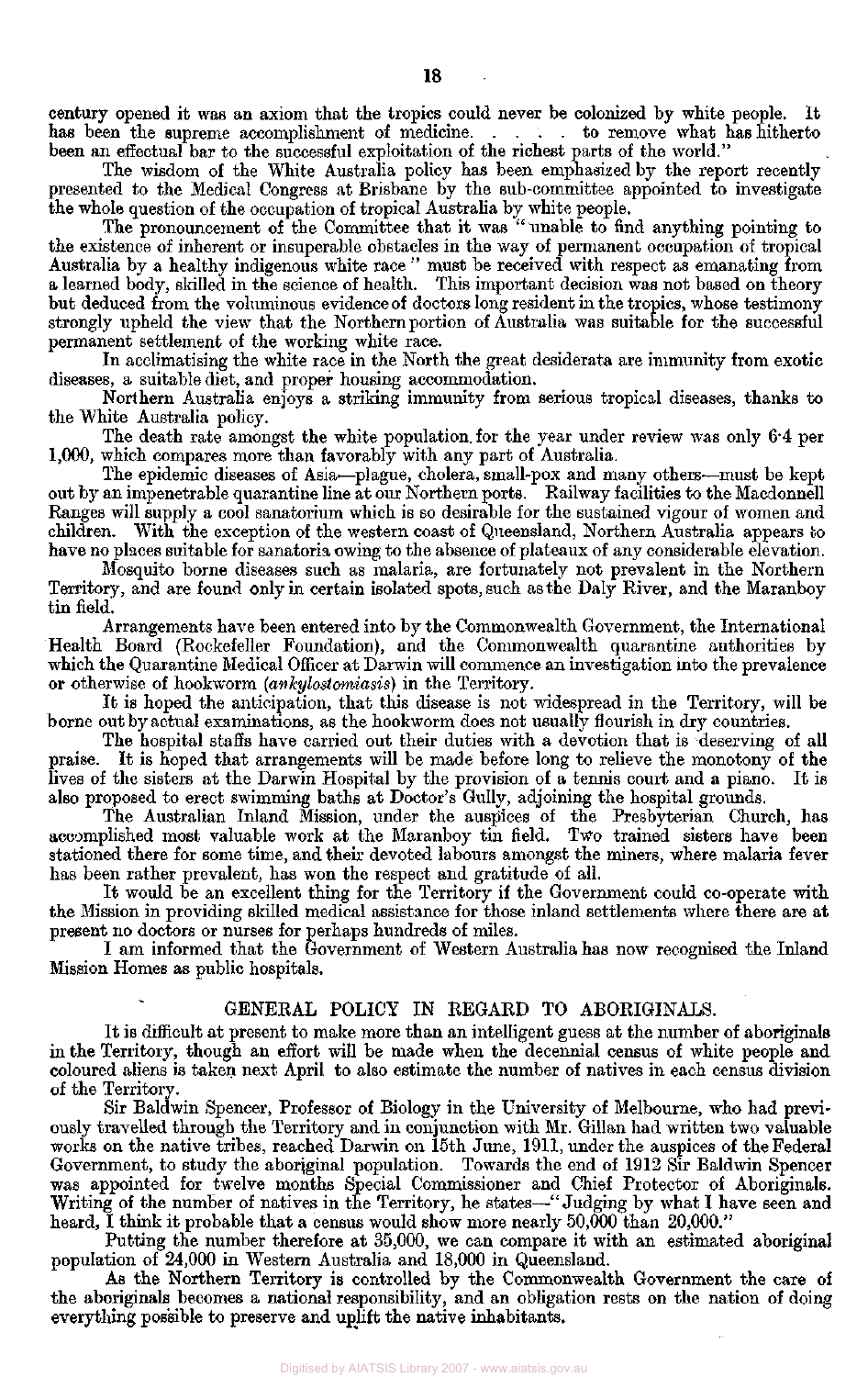century opened it was an axiom that the tropics could never be colonized by white people. It has been the supreme accomplishment of medicine. . . . . to remove what has hitherto been an effectual bar to the successful exploitation of the richest parts of the world."

The wisdom of the White Australia policy has been emphasized by the report recently presented to the Medical Congress at Brisbane by the sub-committee appointed to investigate the whole question of the occupation of tropical Australia by white people.

The pronouncement of the Committee that it was "unable to find anything pointing to the existence of inherent or insuperable obstacles in the way of permanent occupation of tropical Australia by a healthy indigenous white race" must be received with respect as emanating from a learned body, skilled in the science of health. This important decision was not based on theory but deduced from the voluminous evidence of doctors long resident in the tropics, whose testimony strongly upheld the view that the Northern portion of Australia was suitable for the successful permanent settlement of the working white race.

In acclimatising the white race in the North the great desiderata are immunity from exotic diseases, a suitable diet, and proper housing accommodation.

Northern Australia enjoys a striking immunity from serious tropical diseases, thanks to the White Australia policy.

The death rate amongst the white population for the year under review was only 6·4 per 1,000, which compares more than favorably with any part of Australia.

The epidemic diseases of Asia—plague, cholera, small-pox and many others—must be kept out by an impenetrable quarantine line at our Northern ports. Railway facilities to the Macdonnell Ranges will supply a cool sanatorium which is so desirable for the sustained vigour of women and children. With the exception of the western coast of Queensland, Northern Australia appears to have no places suitable for sanatoria owing to the absence of plateaux of any considerable elevation.

Mosquito borne diseases such as malaria, are fortunately not prevalent in the Northern Territory, and are found only in certain isolated spots, such as the Daly River, and the Maranboy tin field.

Arrangements have been entered into by the Commonwealth Government, the International Health Board (Rockefeller Foundation), and the Commonwealth quarantine authorities by which the Quarantine Medical Officer at Darwin will commence an investigation into the prevalence or otherwise of hookworm (*ankylostomiasis*) in the Territory.

It is hoped the anticipation, that this disease is not widespread in the Territory, will be borne out by actual examinations, as the hookworm does not usually flourish in dry countries.

The hospital staffs have carried out their duties with a devotion that is deserving of all praise. It is hoped that arrangements will be made before long to relieve the monotony of the lives of the sisters at the Darwin Hospital by the provision of a tennis court and a piano. It is also proposed to erect swimming baths at Doctor's Gully, adjoining the hospital grounds.

The Australian Inland Mission, under the auspices of the Presbyterian Church, has accomplished most valuable work at the Maranboy tin field. Two trained sisters have been stationed there for some time, and their devoted labours amongst the miners, where malaria fever has been rather prevalent, has won the respect and gratitude of all.

It would be an excellent thing for the Territory if the Government could co-operate with the Mission in providing skilled medical assistance for those inland settlements where there are at present no doctors or nurses for perhaps hundreds of miles.

I am informed that the Government of Western Australia has now recognised the Inland Mission Homes as public hospitals.

## GENERAL POLICY IN REGARD TO ABORIGINALS.

It is difficult at present to make more than an intelligent guess at the number of aboriginals in the Territory, though an effort will be made when the decennial census of white people and coloured aliens is taken next April to also estimate the number of natives in each census division of the Territory.

Sir Baldwin Spencer, Professor of Biology in the University of Melbourne, who had previously travelled through the Territory and in conjunction with Mr. Gillan had written two valuable works on the native tribes, reached Darwin on 15th June, 1911, under the auspices of the Federal Government, to study the aboriginal population. Towards the end of 1912 Sir Baldwin Spencer was appointed for twelve months Special Commissioner and Chief Protector of Aboriginals. Writing of the number of natives in the Territory, he states—"Judging by what I have seen and heard, I think it probable that a census would show more nearly 50,000 than 20,000."

Putting the number therefore at 35,000, we can compare it with an estimated aboriginal population of 24,000 in Western Australia and 18,000 in Queensland.

As the Northern Territory is controlled by the Commonwealth Government the care of the aboriginals becomes a national responsibility, and an obligation rests on the nation of doing everything possible to preserve and uplift the native inhabitants.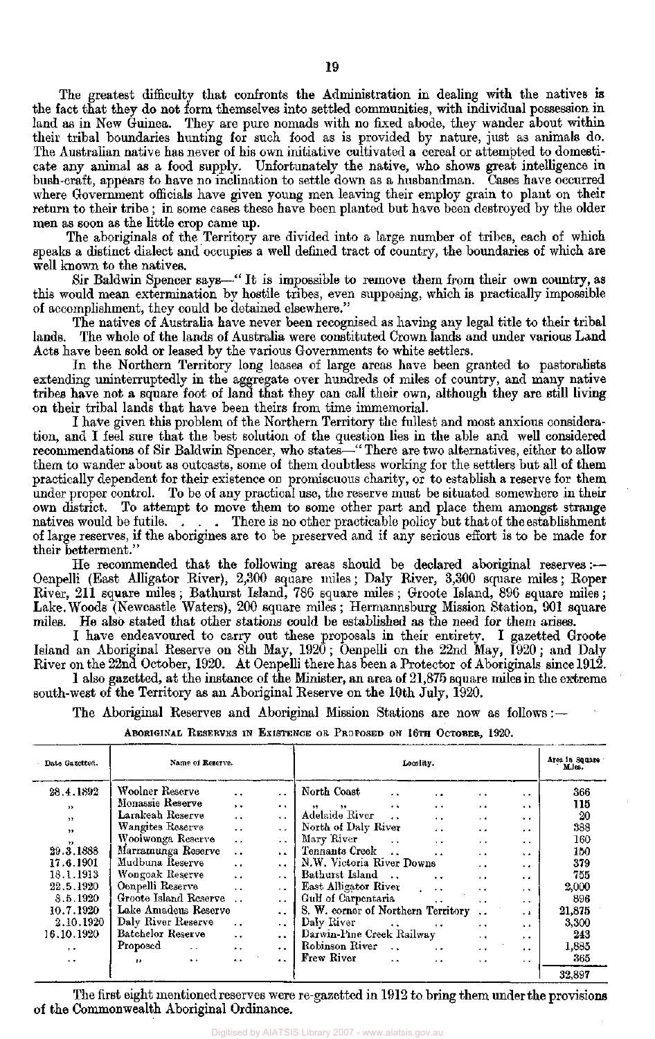The greatest difficulty that confronts the Administration in dealing with the natives is the fact that they do not form themselves into settled communities, with individual possession in land as in New Guinea. They are pure nomads with no fixed abode, they wander about within their tribal boundaries hunting for such food as is provided by nature, just as animals do. The Australian native has never of his own initiative cultivated a cereal or attempted to domesticate any animal as a food supply. Unfortunately the native, who shows great intelligence in bush-craft, appears to have no inclination to settle down as a husbandman. Cases have occurred where Government officials have given young men leaving their employ grain to plant on their return to their tribe; in some cases these have been planted but have been destroyed by the older men as soon as the little crop came up.

The aboriginals of the Territory are divided into a large number of tribes, each of which speaks a distinct dialect and occupies a well defined tract of country, the boundaries of which are well known to the natives.

Sir Baldwin Spencer says—"It is impossible to remove them from their own country, as this would mean extermination by hostile tribes, even supposing, which is practically impossible of accomplishment, they could be detained elsewhere."

The natives of Australia have never been recognised as having any legal title to their tribal lands. The whole of the lands of Australia were constituted Crown lands and under various Land Acts have been sold or leased by the various Governments to white settlers.

In the Northern Territory long leases of large areas have been granted to pastoralists extending uninterruptedly in the aggregate over hundreds of miles of country, and many native tribes have not a square foot of land that they can call their own, although they are still living on their tribal lands that have been theirs from time immemorial.

I have given this problem of the Northern Territory the fullest and most anxious consideration, and I feel sure that the best solution of the question lies in the able and well considered recommendations of Sir Baldwin Spencer, who states—"There are two alternatives, either to allow them to wander about as outcasts, some of them doubtless working for the settlers but all of them practically dependent for their existence on promiscuous charity, or to establish a reserve for them under proper control. To be of any practical use, the reserve must be situated somewhere in their own district. To attempt to move them to some other part and place them amongst strange natives would be futile. . . . There is no other practicable policy but that of the establishment of large reserves, if the aborigines are to be preserved and if any serious effort is to be made for their betterment."

He recommended that the following areas should be declared aboriginal reserves:—Oenpelli (East Alligator River), 2,300 square miles; Daly River, 3,300 square miles; Roper River, 211 square miles; Bathurst Island, 786 square miles; Groote Island, 896 square miles; Lake Woods (Newcastle Waters), 200 square miles; Hermannsburg Mission Station, 901 square miles. He also stated that other stations could be established as the need for them arises.

I have endeavoured to carry out these proposals in their entirety. I gazetted Groote Island an Aboriginal Reserve on 8th May, 1920; Oenpelli on the 22nd May, 1920; and Daly River on the 22nd October, 1920. At Oenpelli there has been a Protector of Aboriginals since 1912.

I also gazetted, at the instance of the Minister, an area of 21,875 square miles in the extreme south-west of the Territory as an Aboriginal Reserve on the 10th July, 1920.

The Aboriginal Reserves and Aboriginal Mission Stations are now as follows:—

ABORIGINAL RESERVES IN EXISTENCE OR PROPOSED ON 16TH OCTOBER, 1920.

| Date Gazetted. | Name of Reserve. | Locality. | Area in Square Miles. |
|---|---|---|---|
| 28.4.1892 | Woolner Reserve | North Coast | 366 |
| " | Menassie Reserve | " " | 115 |
| " | Larakeah Reserve | Adelaide River | 20 |
| " | Wangites Reserve | North of Daly River | 388 |
| " | Woolwonga Reserve | Mary River | 160 |
| 29.3.1888 | Marramunga Reserve | Tennants Creek | 150 |
| 17.6.1901 | Mudbura Reserve | N.W. Victoria River Downs | 379 |
| 18.1.1913 | Wongoak Reserve | Bathurst Island | 755 |
| 22.5.1920 | Oenpelli Reserve | East Alligator River | 2,000 |
| 8.5.1920 | Groote Island Reserve | Gulf of Carpentaria | 896 |
| 10.7.1920 | Lake Amadeus Reserve | S. W. corner of Northern Territory | 21,875 |
| 2.10.1920 | Daly River Reserve | Daly River | 3,300 |
| 16.10.1920 | Batchelor Reserve | Darwin-Pine Creek Railway | 243 |
| .. | Proposed | Robinson River | 1,885 |
| .. | " | Frew River | 365 |
| | | | 32,897 |

The first eight mentioned reserves were re-gazetted in 1912 to bring them under the provisions of the Commonwealth Aboriginal Ordinance.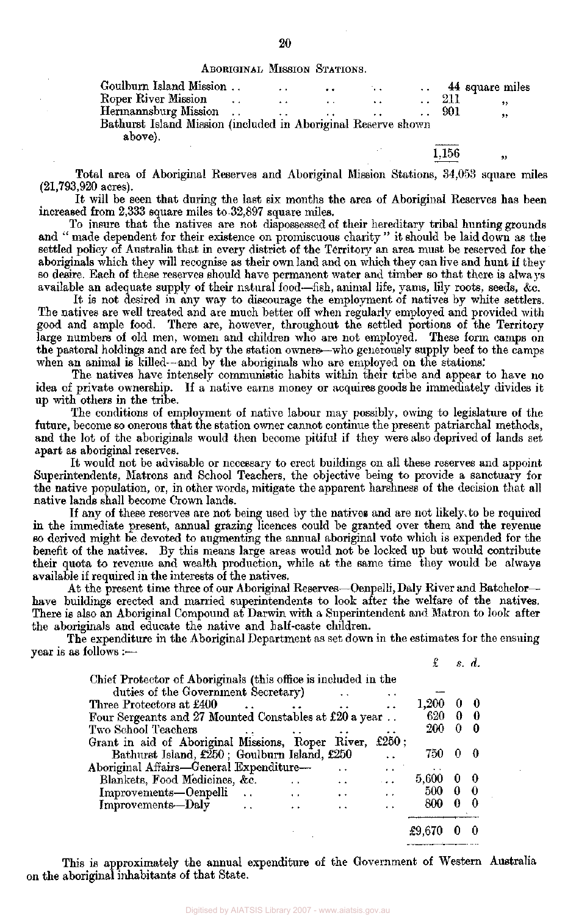### Aboriginal Mission Stations.

| | |
|---|---|
| Goulburn Island Mission | 44 square miles |
| Roper River Mission | 211 ,, |
| Hermannsburg Mission | 901 ,, |
| Bathurst Island Mission (included in Aboriginal Reserve shown above). | |
| | 1,156 ,, |

Total area of Aboriginal Reserves and Aboriginal Mission Stations, 34,053 square miles (21,793,920 acres).

It will be seen that during the last six months the area of Aboriginal Reserves has been increased from 2,333 square miles to 32,897 square miles.

To insure that the natives are not dispossessed of their hereditary tribal hunting grounds and "made dependent for their existence on promiscuous charity" it should be laid down as the settled policy of Australia that in every district of the Territory an area must be reserved for the aboriginals which they will recognise as their own land and on which they can live and hunt if they so desire. Each of these reserves should have permanent water and timber so that there is always available an adequate supply of their natural food—fish, animal life, yams, lily roots, seeds, &c.

It is not desired in any way to discourage the employment of natives by white settlers. The natives are well treated and are much better off when regularly employed and provided with good and ample food. There are, however, throughout the settled portions of the Territory large numbers of old men, women and children who are not employed. These form camps on the pastoral holdings and are fed by the station owners—who generously supply beef to the camps when an animal is killed—and by the aboriginals who are employed on the stations.

The natives have intensely communistic habits within their tribe and appear to have no idea of private ownership. If a native earns money or acquires goods he immediately divides it up with others in the tribe.

The conditions of employment of native labour may possibly, owing to legislature of the future, become so onerous that the station owner cannot continue the present patriarchal methods, and the lot of the aboriginals would then become pitiful if they were also deprived of lands set apart as aboriginal reserves.

It would not be advisable or necessary to erect buildings on all these reserves and appoint Superintendents, Matrons and School Teachers, the objective being to provide a sanctuary for the native population, or, in other words, mitigate the apparent harshness of the decision that all native lands shall become Crown lands.

If any of these reserves are not being used by the natives and are not likely to be required in the immediate present, annual grazing licences could be granted over them and the revenue so derived might be devoted to augmenting the annual aboriginal vote which is expended for the benefit of the natives. By this means large areas would not be locked up but would contribute their quota to revenue and wealth production, while at the same time they would be always available if required in the interests of the natives.

At the present time three of our Aboriginal Reserves—Oenpelli, Daly River and Batchelor—have buildings erected and married superintendents to look after the welfare of the natives. There is also an Aboriginal Compound at Darwin with a Superintendent and Matron to look after the aboriginals and educate the native and half-caste children.

The expenditure in the Aboriginal Department as set down in the estimates for the ensuing year is as follows:—

| | £ | s. | d. |
|---|---|---|---|
| Chief Protector of Aboriginals (this office is included in the duties of the Government Secretary) | — | | |
| Three Protectors at £400 | 1,200 | 0 | 0 |
| Four Sergeants and 27 Mounted Constables at £20 a year | 620 | 0 | 0 |
| Two School Teachers | 200 | 0 | 0 |
| Grant in aid of Aboriginal Missions, Roper River, £250; Bathurst Island, £250; Goulburn Island, £250 | 750 | 0 | 0 |
| Aboriginal Affairs—General Expenditure— | | | |
| Blankets, Food Medicines, &c. | 5,600 | 0 | 0 |
| Improvements—Oenpelli | 500 | 0 | 0 |
| Improvements—Daly | 800 | 0 | 0 |
| | £9,670 | 0 | 0 |

This is approximately the annual expenditure of the Government of Western Australia on the aboriginal inhabitants of that State.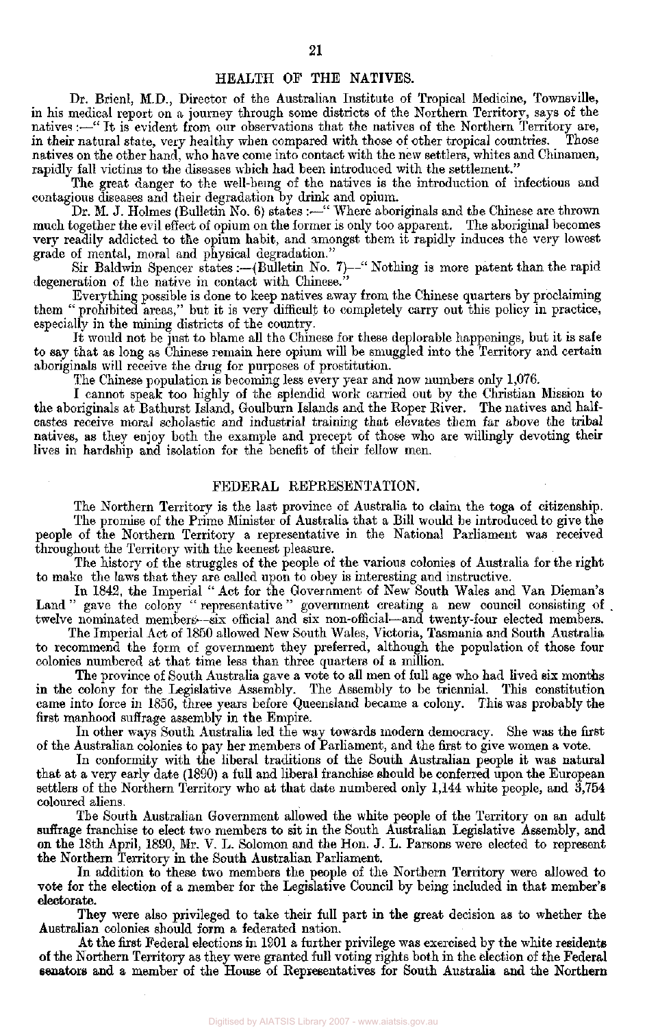## HEALTH OF THE NATIVES.

Dr. Brienl, M.D., Director of the Australian Institute of Tropical Medicine, Townsville, in his medical report on a journey through some districts of the Northern Territory, says of the natives :—"It is evident from our observations that the natives of the Northern Territory are, in their natural state, very healthy when compared with those of other tropical countries. Those natives on the other hand, who have come into contact with the new settlers, whites and Chinamen, rapidly fall victims to the diseases which had been introduced with the settlement."

The great danger to the well-being of the natives is the introduction of infectious and contagious diseases and their degradation by drink and opium.

Dr. M. J. Holmes (Bulletin No. 6) states :—"Where aboriginals and the Chinese are thrown much together the evil effect of opium on the former is only too apparent. The aboriginal becomes very readily addicted to the opium habit, and amongst them it rapidly induces the very lowest grade of mental, moral and physical degradation."

Sir Baldwin Spencer states :—(Bulletin No. 7)—"Nothing is more patent than the rapid degeneration of the native in contact with Chinese."

Everything possible is done to keep natives away from the Chinese quarters by proclaiming them "prohibited areas," but it is very difficult to completely carry out this policy in practice, especially in the mining districts of the country.

It would not be just to blame all the Chinese for these deplorable happenings, but it is safe to say that as long as Chinese remain here opium will be smuggled into the Territory and certain aboriginals will receive the drug for purposes of prostitution.

The Chinese population is becoming less every year and now numbers only 1,076.

I cannot speak too highly of the splendid work carried out by the Christian Mission to the aboriginals at Bathurst Island, Goulburn Islands and the Roper River. The natives and half-castes receive moral scholastic and industrial training that elevates them far above the tribal natives, as they enjoy both the example and precept of those who are willingly devoting their lives in hardship and isolation for the benefit of their fellow men.

## FEDERAL REPRESENTATION.

The Northern Territory is the last province of Australia to claim the toga of citizenship.

The promise of the Prime Minister of Australia that a Bill would be introduced to give the people of the Northern Territory a representative in the National Parliament was received throughout the Territory with the keenest pleasure.

The history of the struggles of the people of the various colonies of Australia for the right to make the laws that they are called upon to obey is interesting and instructive.

In 1842, the Imperial "Act for the Government of New South Wales and Van Dieman's Land" gave the colony "representative" government creating a new council consisting of twelve nominated members—six official and six non-official—and twenty-four elected members.

The Imperial Act of 1850 allowed New South Wales, Victoria, Tasmania and South Australia to recommend the form of government they preferred, although the population of those four colonies numbered at that time less than three quarters of a million.

The province of South Australia gave a vote to all men of full age who had lived six months in the colony for the Legislative Assembly. The Assembly to be triennial. This constitution came into force in 1856, three years before Queensland became a colony. This was probably the first manhood suffrage assembly in the Empire.

In other ways South Australia led the way towards modern democracy. She was the first of the Australian colonies to pay her members of Parliament, and the first to give women a vote.

In conformity with the liberal traditions of the South Australian people it was natural that at a very early date (1890) a full and liberal franchise should be conferred upon the European settlers of the Northern Territory who at that date numbered only 1,144 white people, and 3,754 coloured aliens.

The South Australian Government allowed the white people of the Territory on an adult suffrage franchise to elect two members to sit in the South Australian Legislative Assembly, and on the 18th April, 1890, Mr. V. L. Solomon and the Hon. J. L. Parsons were elected to represent the Northern Territory in the South Australian Parliament.

In addition to these two members the people of the Northern Territory were allowed to vote for the election of a member for the Legislative Council by being included in that member's electorate.

They were also privileged to take their full part in the great decision as to whether the Australian colonies should form a federated nation.

At the first Federal elections in 1901 a further privilege was exercised by the white residents of the Northern Territory as they were granted full voting rights both in the election of the Federal senators and a member of the House of Representatives for South Australia and the Northern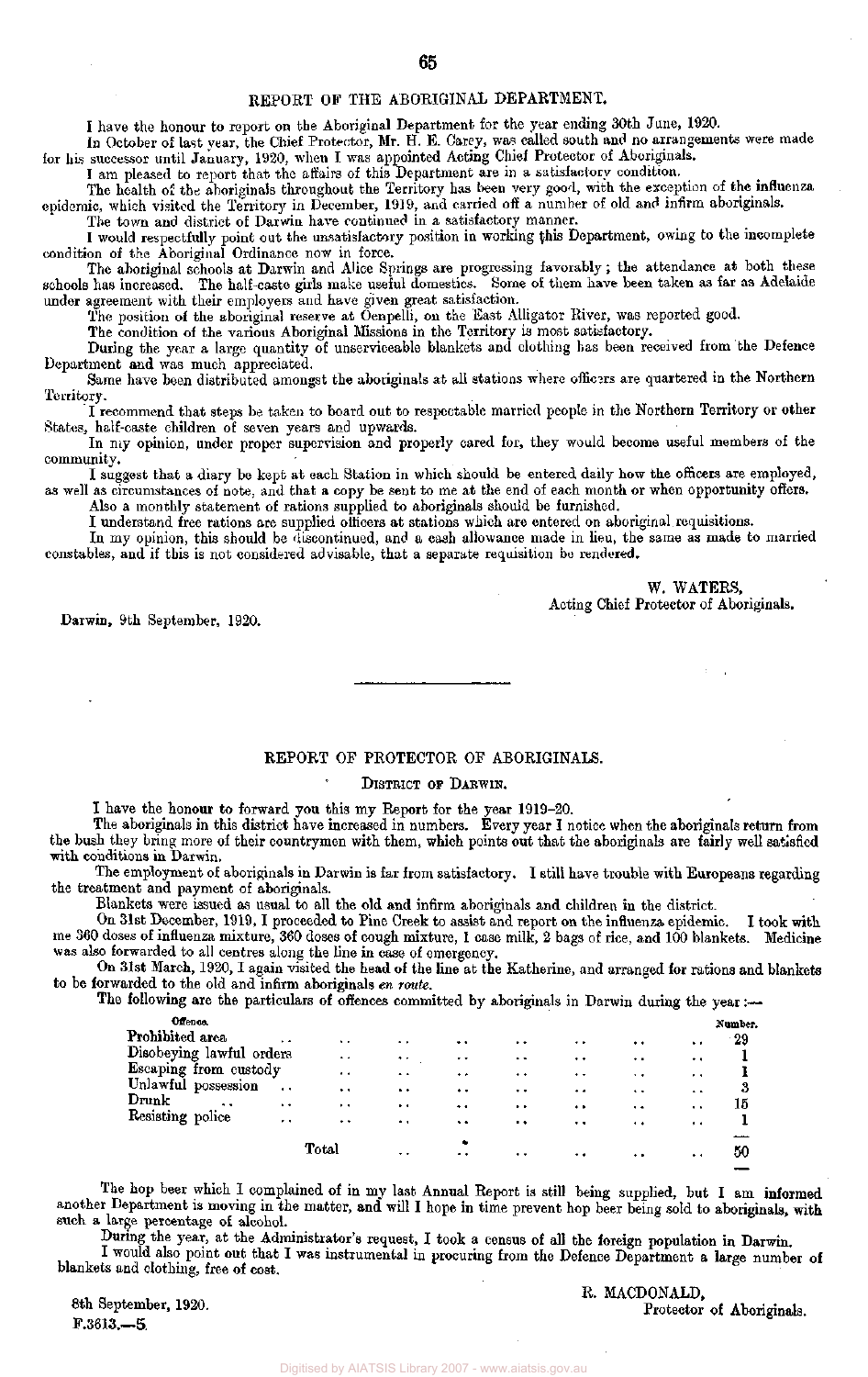## REPORT OF THE ABORIGINAL DEPARTMENT.

I have the honour to report on the Aboriginal Department for the year ending 30th June, 1920.

In October of last year, the Chief Protector, Mr. H. E. Carey, was called south and no arrangements were made for his successor until January, 1920, when I was appointed Acting Chief Protector of Aboriginals.

I am pleased to report that the affairs of this Department are in a satisfactory condition.

The health of the aboriginals throughout the Territory has been very good, with the exception of the influenza epidemic, which visited the Territory in December, 1919, and carried off a number of old and infirm aboriginals.

The town and district of Darwin have continued in a satisfactory manner.

I would respectfully point out the unsatisfactory position in working this Department, owing to the incomplete condition of the Aboriginal Ordinance now in force.

The aboriginal schools at Darwin and Alice Springs are progressing favorably; the attendance at both these schools has increased. The half-caste girls make useful domestics. Some of them have been taken as far as Adelaide under agreement with their employers and have given great satisfaction.

The position of the aboriginal reserve at Oenpelli, on the East Alligator River, was reported good.

The condition of the various Aboriginal Missions in the Territory is most satisfactory.

During the year a large quantity of unserviceable blankets and clothing has been received from the Defence Department and was much appreciated.

Same have been distributed amongst the aboriginals at all stations where officers are quartered in the Northern Territory.

I recommend that steps be taken to board out to respectable married people in the Northern Territory or other States, half-caste children of seven years and upwards.

In my opinion, under proper supervision and properly cared for, they would become useful members of the community.

I suggest that a diary be kept at each Station in which should be entered daily how the officers are employed, as well as circumstances of note, and that a copy be sent to me at the end of each month or when opportunity offers.

Also a monthly statement of rations supplied to aboriginals should be furnished.

I understand free rations are supplied officers at stations which are entered on aboriginal requisitions.

In my opinion, this should be discontinued, and a cash allowance made in lieu, the same as made to married constables, and if this is not considered advisable, that a separate requisition be rendered.

W. WATERS,
Acting Chief Protector of Aboriginals.

Darwin, 9th September, 1920.

---

## REPORT OF PROTECTOR OF ABORIGINALS.

### District of Darwin.

I have the honour to forward you this my Report for the year 1919–20.

The aboriginals in this district have increased in numbers. Every year I notice when the aboriginals return from the bush they bring more of their countrymen with them, which points out that the aboriginals are fairly well satisfied with conditions in Darwin.

The employment of aboriginals in Darwin is far from satisfactory. I still have trouble with Europeans regarding the treatment and payment of aboriginals.

Blankets were issued as usual to all the old and infirm aboriginals and children in the district.

On 31st December, 1919, I proceeded to Pine Creek to assist and report on the influenza epidemic. I took with me 360 doses of influenza mixture, 360 doses of cough mixture, 1 case milk, 2 bags of rice, and 100 blankets. Medicine was also forwarded to all centres along the line in case of emergency.

On 31st March, 1920, I again visited the head of the line at the Katherine, and arranged for rations and blankets to be forwarded to the old and infirm aboriginals *en route*.

The following are the particulars of offences committed by aboriginals in Darwin during the year:—

| Offence. | Number. |
|---|---|
| Prohibited area | 29 |
| Disobeying lawful orders | 1 |
| Escaping from custody | 1 |
| Unlawful possession | 3 |
| Drunk | 15 |
| Resisting police | 1 |
| Total | 50 |

The hop beer which I complained of in my last Annual Report is still being supplied, but I am informed another Department is moving in the matter, and will I hope in time prevent hop beer being sold to aboriginals, with such a large percentage of alcohol.

During the year, at the Administrator's request, I took a census of all the foreign population in Darwin.

I would also point out that I was instrumental in procuring from the Defence Department a large number of blankets and clothing, free of cost.

R. MACDONALD,
Protector of Aboriginals.

8th September, 1920.

F.3613.—5.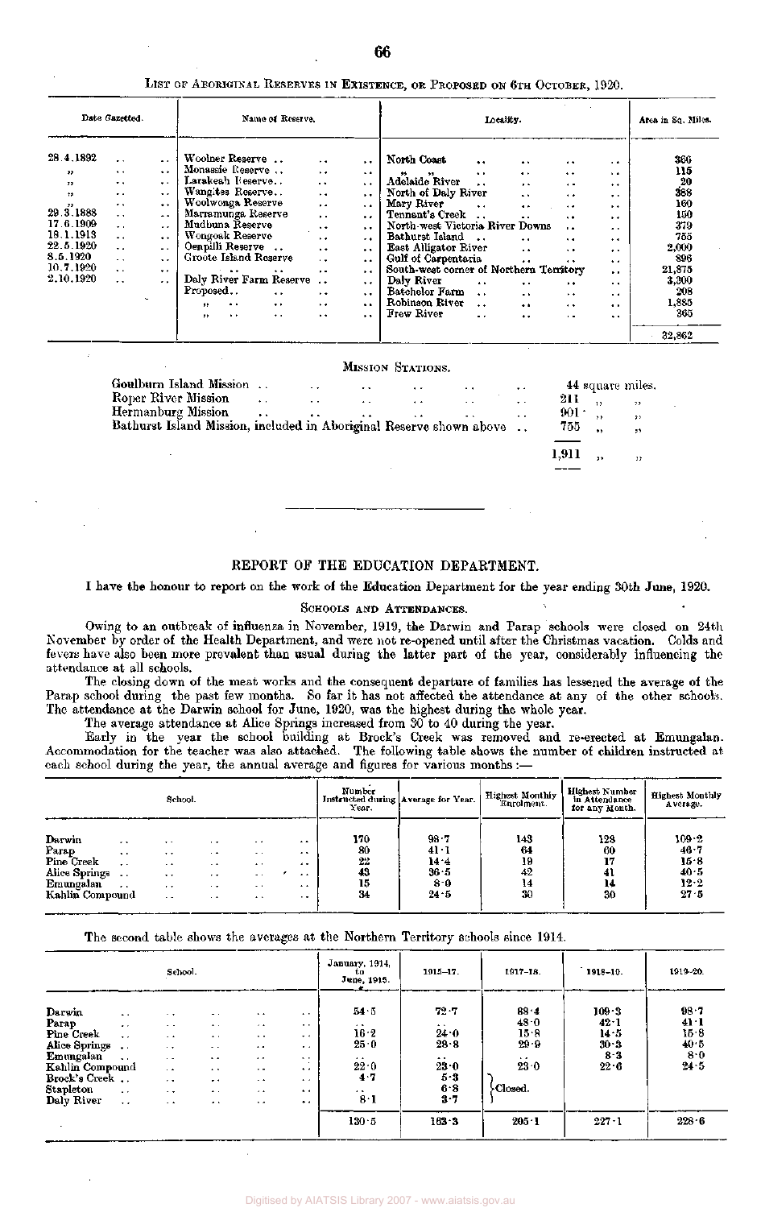List of Aboriginal Reserves in Existence, or Proposed on 6th October, 1920.

| Date Gazetted. | Name of Reserve. | Locality. | Area in Sq. Miles. |
|---|---|---|---|
| 28.4.1892 | Woolner Reserve | North Coast | 366 |
| " | Monassie Reserve | " " | 115 |
| " | Larakeah Reserve | Adelaide River | 20 |
| " | Wangites Reserve | North of Daly River | 388 |
| " | Woolwonga Reserve | Mary River | 160 |
| 29.3.1888 | Marramunga Reserve | Tennant's Creek | 150 |
| 17.6.1909 | Mudbura Reserve | North-west Victoria River Downs | 379 |
| 18.1.1913 | Wongoak Reserve | Bathurst Island | 755 |
| 22.5.1920 | Oenpilli Reserve | East Alligator River | 2,000 |
| 8.5.1920 | Groote Island Reserve | Gulf of Carpentaria | 896 |
| 10.7.1920 | " | South-west corner of Northern Territory | 21,875 |
| 2.10.1920 | Daly River Farm Reserve | Daly River | 3,300 |
| | Proposed | Batchelor Farm | 208 |
| | " | Robinson River | 1,885 |
| | " | Frew River | 365 |
| | | | 32,862 |

Mission Stations.

| | |
|---|---|
| Goulburn Island Mission | 44 square miles. |
| Roper River Mission | 211 " " |
| Hermanburg Mission | 901 " " |
| Bathurst Island Mission, included in Aboriginal Reserve shown above | 755 " " |
| | 1,911 " " |

## REPORT OF THE EDUCATION DEPARTMENT.

I have the honour to report on the work of the Education Department for the year ending 30th June, 1920.

### Schools and Attendances.

Owing to an outbreak of influenza in November, 1919, the Darwin and Parap schools were closed on 24th November by order of the Health Department, and were not re-opened until after the Christmas vacation. Colds and fevers have also been more prevalent than usual during the latter part of the year, considerably influencing the attendance at all schools.

The closing down of the meat works and the consequent departure of families has lessened the average of the Parap school during the past few months. So far it has not affected the attendance at any of the other schools. The attendance at the Darwin school for June, 1920, was the highest during the whole year.

The average attendance at Alice Springs increased from 30 to 40 during the year.

Early in the year the school building at Brock's Creek was removed and re-erected at Emungalan. Accommodation for the teacher was also attached. The following table shows the number of children instructed at each school during the year, the annual average and figures for various months:—

| School. | Number Instructed during Year. | Average for Year. | Highest Monthly Enrolment. | Highest Number in Attendance for any Month. | Highest Monthly Average. |
|---|---|---|---|---|---|
| Darwin | 170 | 98·7 | 143 | 123 | 109·2 |
| Parap | 80 | 41·1 | 64 | 60 | 46·7 |
| Pine Creek | 22 | 14·4 | 19 | 17 | 15·8 |
| Alice Springs | 43 | 36·5 | 42 | 41 | 40·5 |
| Emungalan | 15 | 8·0 | 14 | 14 | 12·2 |
| Kahlin Compound | 34 | 24·5 | 30 | 30 | 27·5 |

The second table shows the averages at the Northern Territory schools since 1914.

| School. | January, 1914, to June, 1915. | 1915–17. | 1917–18. | 1918–19. | 1919–20. |
|---|---|---|---|---|---|
| Darwin | 54·5 | 72·7 | 88·4 | 109·3 | 98·7 |
| Parap | .. | .. | 48·0 | 42·1 | 41·1 |
| Pine Creek | 16·2 | 24·0 | 15·8 | 14·5 | 15·8 |
| Alice Springs | 25·0 | 28·8 | 29·9 | 30·3 | 40·5 |
| Emungalan | .. | .. | .. | 8·3 | 8·0 |
| Kahlin Compound | 22·0 | 23·0 | 23·0 | 22·6 | 24·5 |
| Brock's Creek | 4·7 | 5·3 | Closed. | | |
| Stapleton | .. | 6·8 | Closed. | | |
| Daly River | 8·1 | 3·7 | Closed. | | |
| | 130·5 | 163·3 | 205·1 | 227·1 | 228·6 |